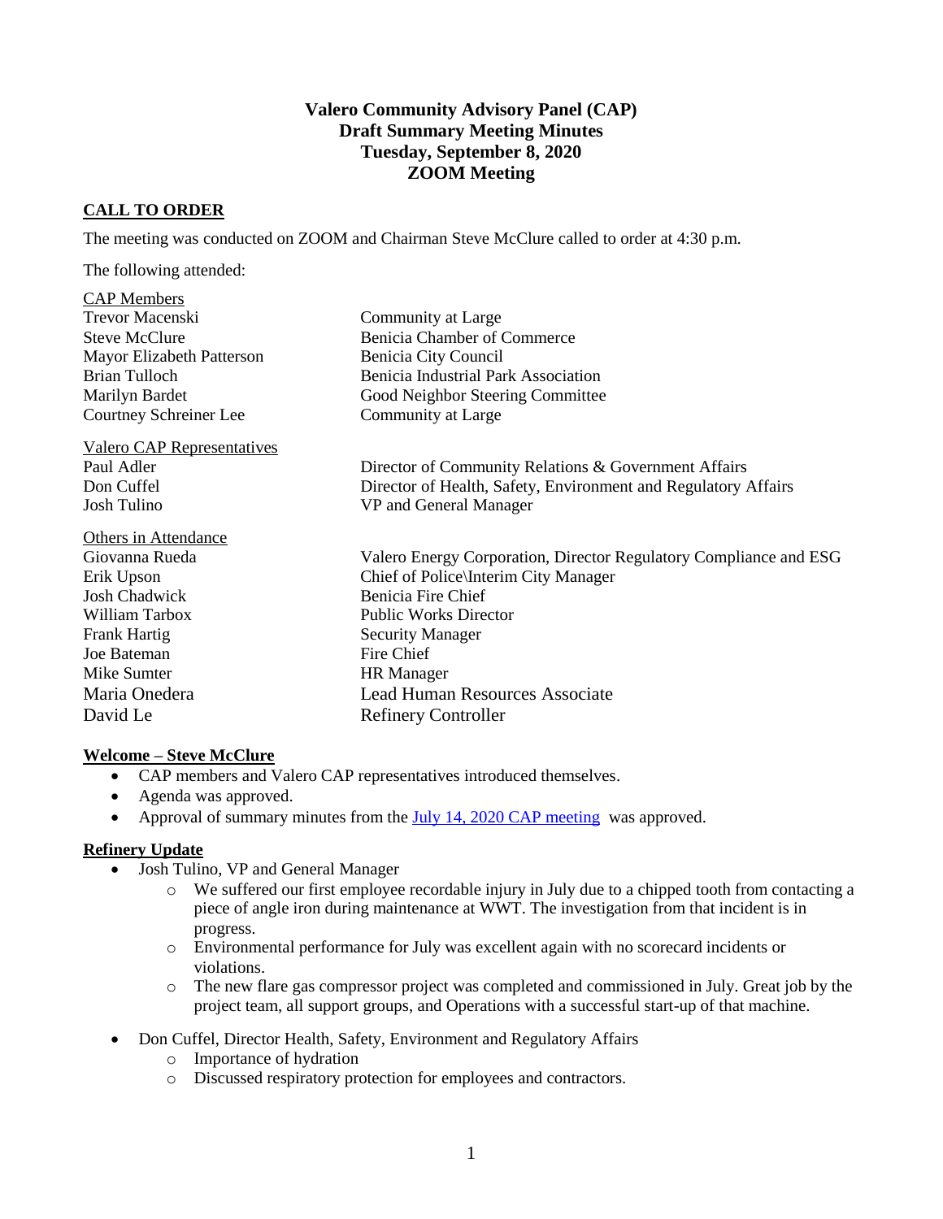# Valero Community Advisory Panel (CAP)
## Draft Summary Meeting Minutes
## Tuesday, September 8, 2020
## ZOOM Meeting

### CALL TO ORDER

The meeting was conducted on ZOOM and Chairman Steve McClure called to order at 4:30 p.m.

The following attended:

| CAP Members | |
|---|---|
| Trevor Macenski | Community at Large |
| Steve McClure | Benicia Chamber of Commerce |
| Mayor Elizabeth Patterson | Benicia City Council |
| Brian Tulloch | Benicia Industrial Park Association |
| Marilyn Bardet | Good Neighbor Steering Committee |
| Courtney Schreiner Lee | Community at Large |

| Valero CAP Representatives | |
|---|---|
| Paul Adler | Director of Community Relations & Government Affairs |
| Don Cuffel | Director of Health, Safety, Environment and Regulatory Affairs |
| Josh Tulino | VP and General Manager |

| Others in Attendance | |
|---|---|
| Giovanna Rueda | Valero Energy Corporation, Director Regulatory Compliance and ESG |
| Erik Upson | Chief of Police\Interim City Manager |
| Josh Chadwick | Benicia Fire Chief |
| William Tarbox | Public Works Director |
| Frank Hartig | Security Manager |
| Joe Bateman | Fire Chief |
| Mike Sumter | HR Manager |
| Maria Onedera | Lead Human Resources Associate |
| David Le | Refinery Controller |

### Welcome – Steve McClure

- CAP members and Valero CAP representatives introduced themselves.
- Agenda was approved.
- Approval of summary minutes from the July 14, 2020 CAP meeting was approved.

### Refinery Update

- Josh Tulino, VP and General Manager
  - We suffered our first employee recordable injury in July due to a chipped tooth from contacting a piece of angle iron during maintenance at WWT. The investigation from that incident is in progress.
  - Environmental performance for July was excellent again with no scorecard incidents or violations.
  - The new flare gas compressor project was completed and commissioned in July. Great job by the project team, all support groups, and Operations with a successful start-up of that machine.
- Don Cuffel, Director Health, Safety, Environment and Regulatory Affairs
  - Importance of hydration
  - Discussed respiratory protection for employees and contractors.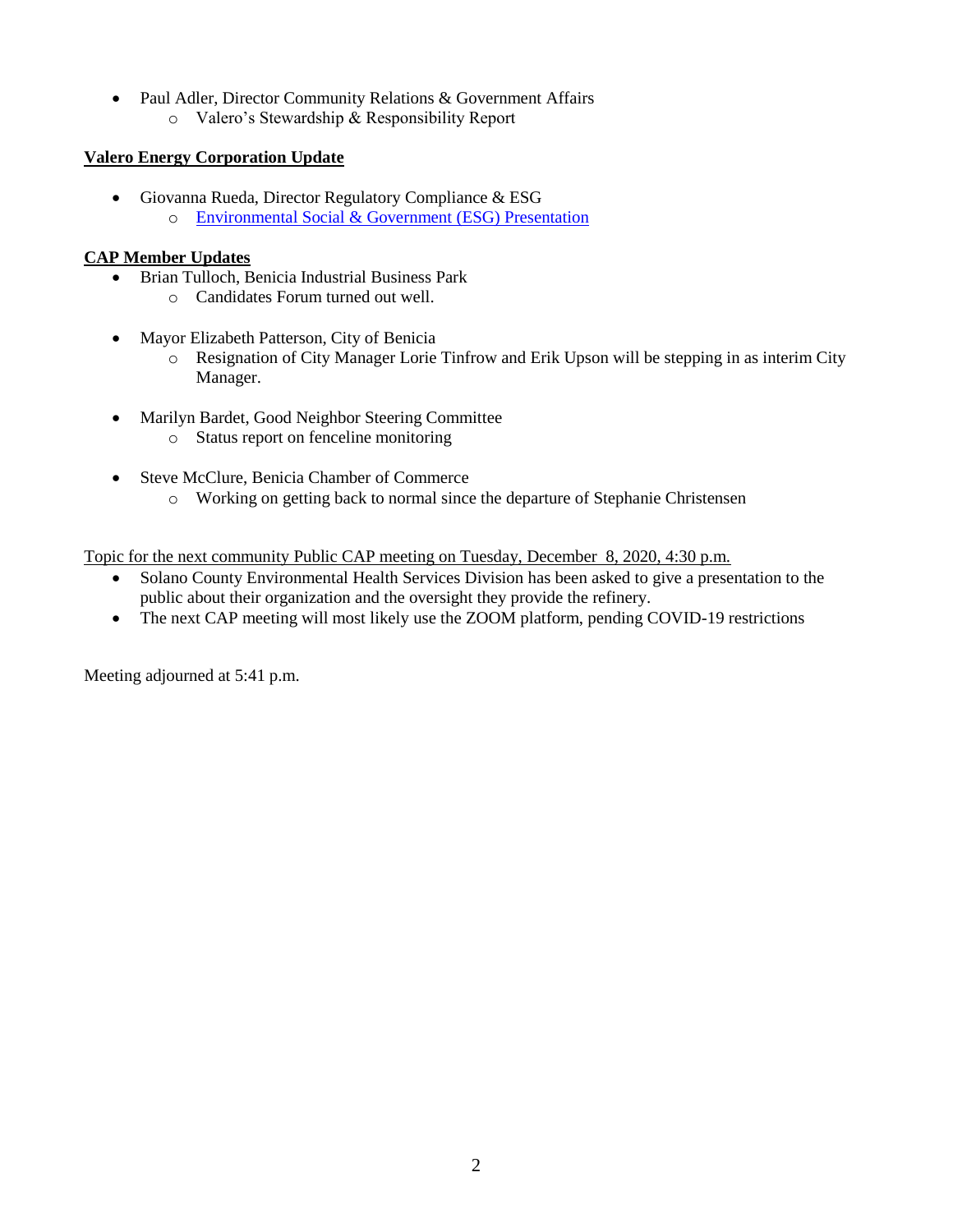- Paul Adler, Director Community Relations & Government Affairs
  - Valero's Stewardship & Responsibility Report

**Valero Energy Corporation Update**

- Giovanna Rueda, Director Regulatory Compliance & ESG
  - Environmental Social & Government (ESG) Presentation

**CAP Member Updates**

- Brian Tulloch, Benicia Industrial Business Park
  - Candidates Forum turned out well.
- Mayor Elizabeth Patterson, City of Benicia
  - Resignation of City Manager Lorie Tinfrow and Erik Upson will be stepping in as interim City Manager.
- Marilyn Bardet, Good Neighbor Steering Committee
  - Status report on fenceline monitoring
- Steve McClure, Benicia Chamber of Commerce
  - Working on getting back to normal since the departure of Stephanie Christensen

Topic for the next community Public CAP meeting on Tuesday, December 8, 2020, 4:30 p.m.

- Solano County Environmental Health Services Division has been asked to give a presentation to the public about their organization and the oversight they provide the refinery.
- The next CAP meeting will most likely use the ZOOM platform, pending COVID-19 restrictions

Meeting adjourned at 5:41 p.m.